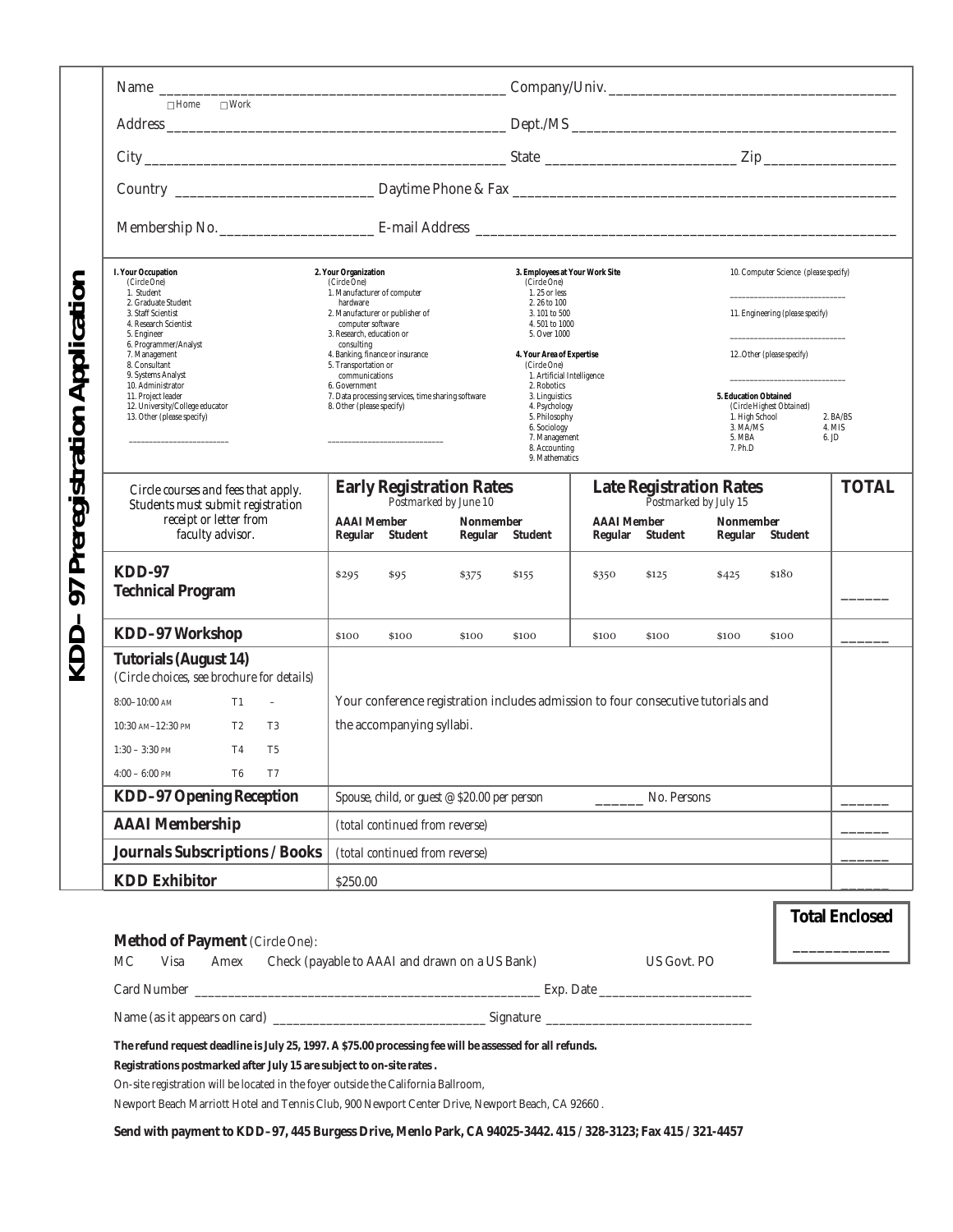# KDD–97 Preregistration Application

Name ______________________________ Company/Univ. ______________________________

☐ Home ☐ Work

Address ______________________________ Dept./MS ______________________________

City ______________________________ State __________________ Zip ______________

Country ____________________ Daytime Phone & Fax ______________________________

Membership No. ________________ E-mail Address ______________________________

**1. Your Occupation**
(Circle One)
1. Student
2. Graduate Student
3. Staff Scientist
4. Research Scientist
5. Engineer
6. Programmer/Analyst
7. Management
8. Consultant
9. Systems Analyst
10. Administrator
11. Project leader
12. University/College educator
13. Other (please specify)

____________________

**2. Your Organization**
(Circle One)
1. Manufacturer of computer hardware
2. Manufacturer or publisher of computer software
3. Research, education or consulting
4. Banking, finance or insurance
5. Transportation or communications
6. Government
7. Data processing services, time sharing software
8. Other (please specify)

____________________

**3. Employees at Your Work Site**
(Circle One)
1. 25 or less
2. 26 to 100
3. 101 to 500
4. 501 to 1000
5. Over 1000

**4. Your Area of Expertise**
(Circle One)
1. Artificial Intelligence
2. Robotics
3. Linguistics
4. Psychology
5. Philosophy
6. Sociology
7. Management
8. Accounting
9. Mathematics
10. Computer Science (please specify)

____________________

11. Engineering (please specify)

____________________

12. Other (please specify)

____________________

**5. Education Obtained**
(Circle Highest Obtained)
1. High School
2. BA/BS
3. MA/MS
4. MIS
5. MBA
6. JD
7. Ph.D

| Circle courses and fees that apply. Students must submit registration receipt or letter from faculty advisor. | Early Registration Rates (Postmarked by June 10) | | | | Late Registration Rates (Postmarked by July 15) | | | | TOTAL |
|---|---|---|---|---|---|---|---|---|---|
| | AAAI Member | | Nonmember | | AAAI Member | | Nonmember | | |
| | Regular | Student | Regular | Student | Regular | Student | Regular | Student | |
| **KDD-97 Technical Program** | $295 | $95 | $375 | $155 | $350 | $125 | $425 | $180 | ______ |
| **KDD–97 Workshop** | $100 | $100 | $100 | $100 | $100 | $100 | $100 | $100 | ______ |
| **Tutorials (August 14)** *(Circle choices, see brochure for details)* | | | | | | | | | |
| 8:00–10:00 AM T1 – | Your conference registration includes admission to four consecutive tutorials and the accompanying syllabi. | | | | | | | | |
| 10:30 AM–12:30 PM T2 T3 | | | | | | | | | |
| 1:30 – 3:30 PM T4 T5 | | | | | | | | | |
| 4:00 – 6:00 PM T6 T7 | | | | | | | | | |
| **KDD–97 Opening Reception** | Spouse, child, or guest @ $20.00 per person ______ No. Persons | | | | | | | | ______ |
| **AAAI Membership** | *(total continued from reverse)* | | | | | | | | ______ |
| **Journals Subscriptions / Books** | *(total continued from reverse)* | | | | | | | | ______ |
| **KDD Exhibitor** | $250.00 | | | | | | | | ______ |

**Total Enclosed** ____________

**Method of Payment** (Circle One):

MC Visa Amex Check (payable to AAAI and drawn on a US Bank) US Govt. PO

Card Number ______________________________ Exp. Date ______________

Name (as it appears on card) ____________________ Signature ____________________

**The refund request deadline is July 25, 1997. A $75.00 processing fee will be assessed for all refunds.**

**Registrations postmarked after July 15 are subject to on-site rates .**

On-site registration will be located in the foyer outside the California Ballroom,

Newport Beach Marriott Hotel and Tennis Club, 900 Newport Center Drive, Newport Beach, CA 92660 .

**Send with payment to KDD–97, 445 Burgess Drive, Menlo Park, CA 94025-3442. 415 / 328-3123; Fax 415 / 321-4457**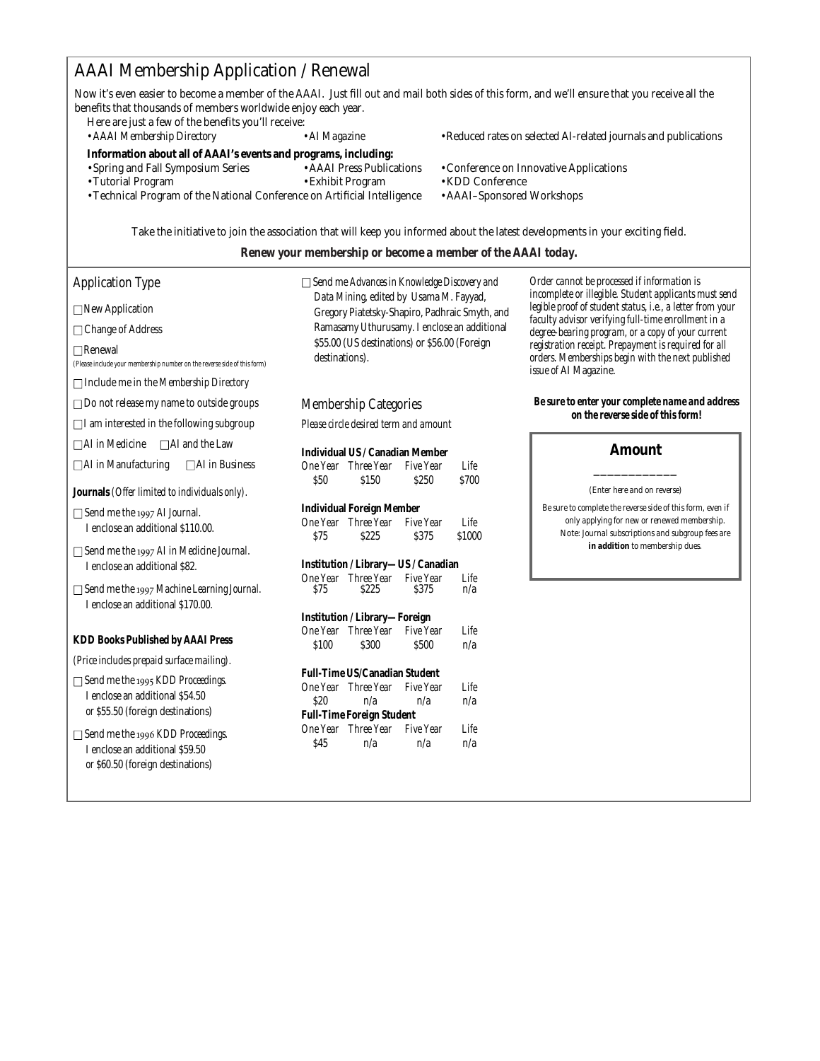# AAAI Membership Application / Renewal

Now it's even easier to become a member of the AAAI. Just fill out and mail both sides of this form, and we'll ensure that you receive all the benefits that thousands of members worldwide enjoy each year.

Here are just a few of the benefits you'll receive:

- *AAAI Membership Directory*
- *AI Magazine*
- Reduced rates on selected AI-related journals and publications

**Information about all of AAAI's events and programs, including:**

- Spring and Fall Symposium Series
- AAAI Press Publications
- Conference on Innovative Applications
- Tutorial Program
- Exhibit Program
- KDD Conference
- Technical Program of the National Conference on Artificial Intelligence
- AAAI–Sponsored Workshops

Take the initiative to join the association that will keep you informed about the latest developments in your exciting field.

**Renew your membership or become a member of the AAAI today.**

## Application Type

☐ New Application

☐ Change of Address

☐ Renewal
*(Please include your membership number on the reverse side of this form)*

☐ Include me in the *Membership Directory*

☐ Do not release my name to outside groups

☐ I am interested in the following subgroup

☐ AI in Medicine ☐ AI and the Law

☐ AI in Manufacturing ☐ AI in Business

**Journals** *(Offer limited to individuals only).*

☐ Send me the 1997 *AI Journal*.
I enclose an additional $110.00.

☐ Send me the 1997 *AI in Medicine Journal*.
I enclose an additional $82.

☐ Send me the 1997 *Machine Learning Journal*.
I enclose an additional $170.00.

**KDD Books Published by AAAI Press**

*(Price includes prepaid surface mailing).*

☐ Send me the 1995 *KDD Proceedings*.
I enclose an additional $54.50
or $55.50 (foreign destinations)

☐ Send me the 1996 *KDD Proceedings*.
I enclose an additional $59.50
or $60.50 (foreign destinations)

☐ Send me *Advances in Knowledge Discovery and Data Mining*, edited by Usama M. Fayyad, Gregory Piatetsky-Shapiro, Padhraic Smyth, and Ramasamy Uthurusamy. I enclose an additional $55.00 (US destinations) or $56.00 (Foreign destinations).

## Membership Categories

*Please circle desired term and amount*

**Individual US / Canadian Member**

| One Year | Three Year | Five Year | Life |
|---|---|---|---|
| $50 | $150 | $250 | $700 |

**Individual Foreign Member**

| One Year | Three Year | Five Year | Life |
|---|---|---|---|
| $75 | $225 | $375 | $1000 |

**Institution / Library—US / Canadian**

| One Year | Three Year | Five Year | Life |
|---|---|---|---|
| $75 | $225 | $375 | n/a |

**Institution / Library—Foreign**

| One Year | Three Year | Five Year | Life |
|---|---|---|---|
| $100 | $300 | $500 | n/a |

**Full-Time US/Canadian Student**

| One Year | Three Year | Five Year | Life |
|---|---|---|---|
| $20 | n/a | n/a | n/a |

**Full-Time Foreign Student**

| One Year | Three Year | Five Year | Life |
|---|---|---|---|
| $45 | n/a | n/a | n/a |

*Order cannot be processed if information is incomplete or illegible. Student applicants must send legible proof of student status, i.e., a letter from your faculty advisor verifying full-time enrollment in a degree-bearing program, or a copy of your current registration receipt. Prepayment is required for all orders. Memberships begin with the next published issue of AI Magazine.*

***Be sure to enter your complete name and address on the reverse side of this form!***

**Amount**

____________

*(Enter here and on reverse)*

Be sure to complete the reverse side of this form, even if only applying for new or renewed membership. Note: Journal subscriptions and subgroup fees are **in addition** to membership dues.